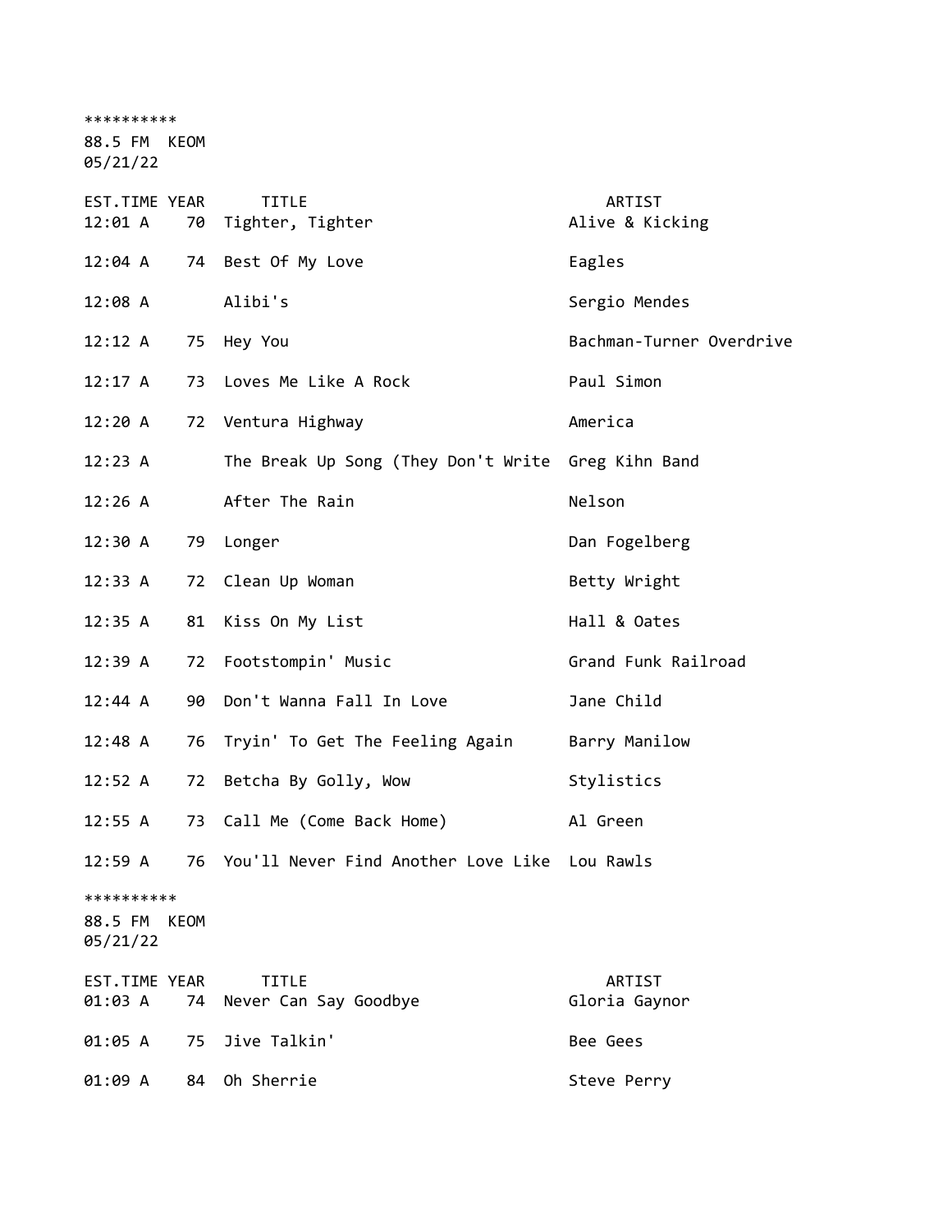**********
88.5 FM  KEOM
05/21/22

| EST.TIME | YEAR | TITLE | ARTIST |
|---|---|---|---|
| 12:01 A | 70 | Tighter, Tighter | Alive & Kicking |
| 12:04 A | 74 | Best Of My Love | Eagles |
| 12:08 A | | Alibi's | Sergio Mendes |
| 12:12 A | 75 | Hey You | Bachman-Turner Overdrive |
| 12:17 A | 73 | Loves Me Like A Rock | Paul Simon |
| 12:20 A | 72 | Ventura Highway | America |
| 12:23 A | | The Break Up Song (They Don't Write | Greg Kihn Band |
| 12:26 A | | After The Rain | Nelson |
| 12:30 A | 79 | Longer | Dan Fogelberg |
| 12:33 A | 72 | Clean Up Woman | Betty Wright |
| 12:35 A | 81 | Kiss On My List | Hall & Oates |
| 12:39 A | 72 | Footstompin' Music | Grand Funk Railroad |
| 12:44 A | 90 | Don't Wanna Fall In Love | Jane Child |
| 12:48 A | 76 | Tryin' To Get The Feeling Again | Barry Manilow |
| 12:52 A | 72 | Betcha By Golly, Wow | Stylistics |
| 12:55 A | 73 | Call Me (Come Back Home) | Al Green |
| 12:59 A | 76 | You'll Never Find Another Love Like | Lou Rawls |

**********
88.5 FM  KEOM
05/21/22

| EST.TIME | YEAR | TITLE | ARTIST |
|---|---|---|---|
| 01:03 A | 74 | Never Can Say Goodbye | Gloria Gaynor |
| 01:05 A | 75 | Jive Talkin' | Bee Gees |
| 01:09 A | 84 | Oh Sherrie | Steve Perry |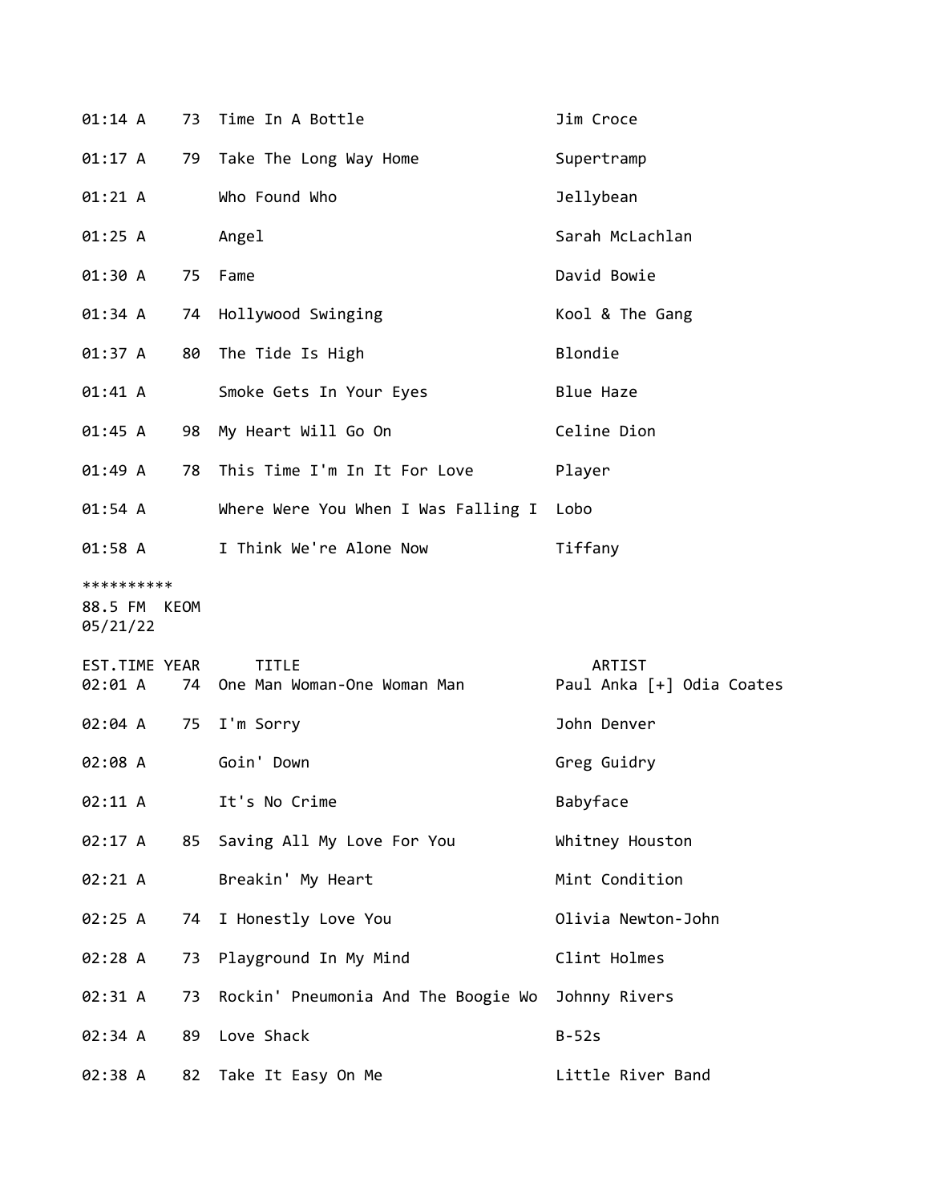| EST.TIME | YEAR | TITLE | ARTIST |
|---|---|---|---|
| 01:14 A | 73 | Time In A Bottle | Jim Croce |
| 01:17 A | 79 | Take The Long Way Home | Supertramp |
| 01:21 A | | Who Found Who | Jellybean |
| 01:25 A | | Angel | Sarah McLachlan |
| 01:30 A | 75 | Fame | David Bowie |
| 01:34 A | 74 | Hollywood Swinging | Kool & The Gang |
| 01:37 A | 80 | The Tide Is High | Blondie |
| 01:41 A | | Smoke Gets In Your Eyes | Blue Haze |
| 01:45 A | 98 | My Heart Will Go On | Celine Dion |
| 01:49 A | 78 | This Time I'm In It For Love | Player |
| 01:54 A | | Where Were You When I Was Falling I | Lobo |
| 01:58 A | | I Think We're Alone Now | Tiffany |

**********
88.5 FM KEOM
05/21/22

| EST.TIME | YEAR | TITLE | ARTIST |
|---|---|---|---|
| 02:01 A | 74 | One Man Woman-One Woman Man | Paul Anka [+] Odia Coates |
| 02:04 A | 75 | I'm Sorry | John Denver |
| 02:08 A | | Goin' Down | Greg Guidry |
| 02:11 A | | It's No Crime | Babyface |
| 02:17 A | 85 | Saving All My Love For You | Whitney Houston |
| 02:21 A | | Breakin' My Heart | Mint Condition |
| 02:25 A | 74 | I Honestly Love You | Olivia Newton-John |
| 02:28 A | 73 | Playground In My Mind | Clint Holmes |
| 02:31 A | 73 | Rockin' Pneumonia And The Boogie Wo | Johnny Rivers |
| 02:34 A | 89 | Love Shack | B-52s |
| 02:38 A | 82 | Take It Easy On Me | Little River Band |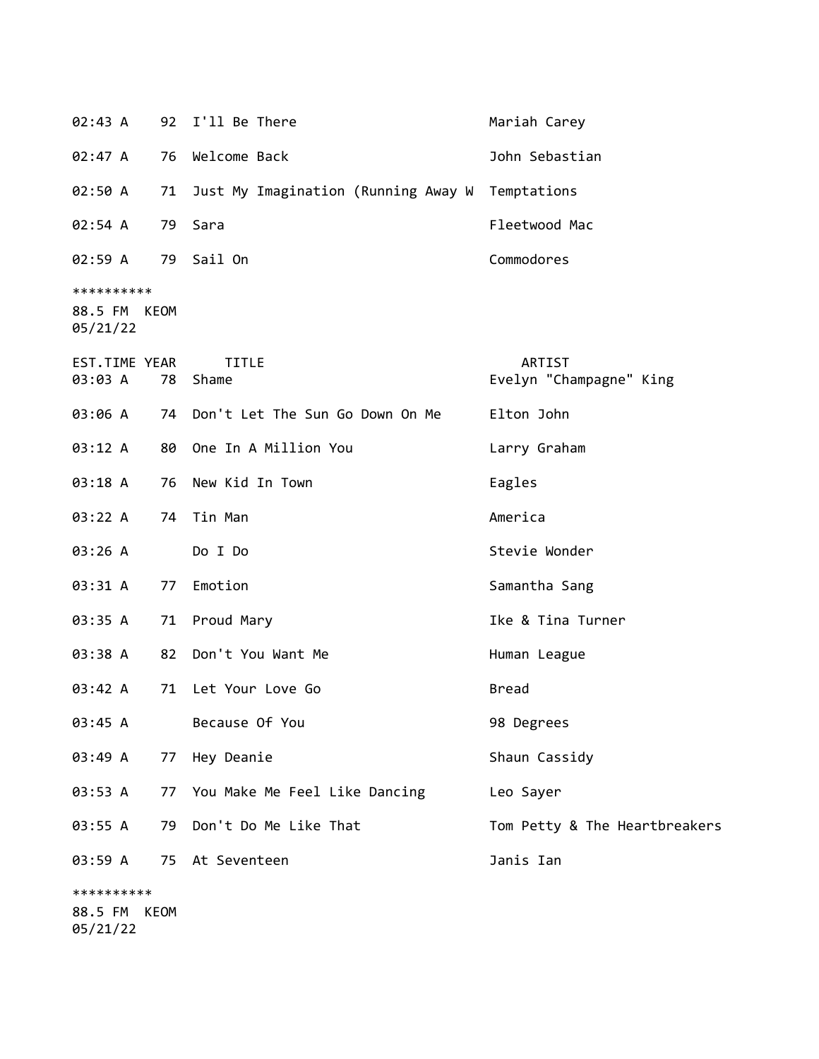| EST.TIME | YEAR | TITLE | ARTIST |
|---|---|---|---|
| 02:43 A | 92 | I'll Be There | Mariah Carey |
| 02:47 A | 76 | Welcome Back | John Sebastian |
| 02:50 A | 71 | Just My Imagination (Running Away W | Temptations |
| 02:54 A | 79 | Sara | Fleetwood Mac |
| 02:59 A | 79 | Sail On | Commodores |

**********
88.5 FM KEOM
05/21/22

| EST.TIME | YEAR | TITLE | ARTIST |
|---|---|---|---|
| 03:03 A | 78 | Shame | Evelyn "Champagne" King |
| 03:06 A | 74 | Don't Let The Sun Go Down On Me | Elton John |
| 03:12 A | 80 | One In A Million You | Larry Graham |
| 03:18 A | 76 | New Kid In Town | Eagles |
| 03:22 A | 74 | Tin Man | America |
| 03:26 A | | Do I Do | Stevie Wonder |
| 03:31 A | 77 | Emotion | Samantha Sang |
| 03:35 A | 71 | Proud Mary | Ike & Tina Turner |
| 03:38 A | 82 | Don't You Want Me | Human League |
| 03:42 A | 71 | Let Your Love Go | Bread |
| 03:45 A | | Because Of You | 98 Degrees |
| 03:49 A | 77 | Hey Deanie | Shaun Cassidy |
| 03:53 A | 77 | You Make Me Feel Like Dancing | Leo Sayer |
| 03:55 A | 79 | Don't Do Me Like That | Tom Petty & The Heartbreakers |
| 03:59 A | 75 | At Seventeen | Janis Ian |

**********
88.5 FM KEOM
05/21/22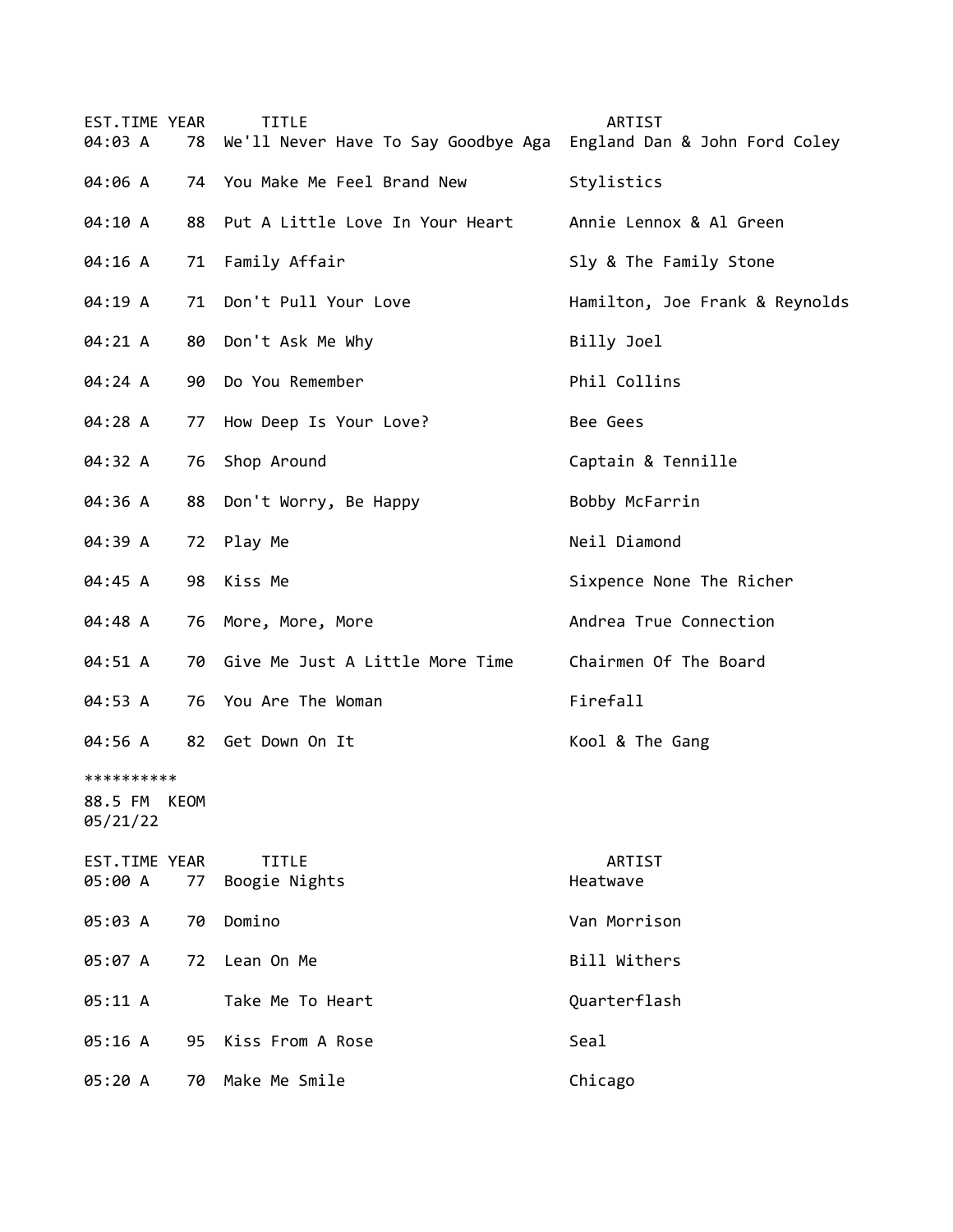| EST.TIME | YEAR | TITLE | ARTIST |
|---|---|---|---|
| 04:03 A | 78 | We'll Never Have To Say Goodbye Aga | England Dan & John Ford Coley |
| 04:06 A | 74 | You Make Me Feel Brand New | Stylistics |
| 04:10 A | 88 | Put A Little Love In Your Heart | Annie Lennox & Al Green |
| 04:16 A | 71 | Family Affair | Sly & The Family Stone |
| 04:19 A | 71 | Don't Pull Your Love | Hamilton, Joe Frank & Reynolds |
| 04:21 A | 80 | Don't Ask Me Why | Billy Joel |
| 04:24 A | 90 | Do You Remember | Phil Collins |
| 04:28 A | 77 | How Deep Is Your Love? | Bee Gees |
| 04:32 A | 76 | Shop Around | Captain & Tennille |
| 04:36 A | 88 | Don't Worry, Be Happy | Bobby McFarrin |
| 04:39 A | 72 | Play Me | Neil Diamond |
| 04:45 A | 98 | Kiss Me | Sixpence None The Richer |
| 04:48 A | 76 | More, More, More | Andrea True Connection |
| 04:51 A | 70 | Give Me Just A Little More Time | Chairmen Of The Board |
| 04:53 A | 76 | You Are The Woman | Firefall |
| 04:56 A | 82 | Get Down On It | Kool & The Gang |

**********
88.5 FM KEOM
05/21/22

| EST.TIME | YEAR | TITLE | ARTIST |
|---|---|---|---|
| 05:00 A | 77 | Boogie Nights | Heatwave |
| 05:03 A | 70 | Domino | Van Morrison |
| 05:07 A | 72 | Lean On Me | Bill Withers |
| 05:11 A | | Take Me To Heart | Quarterflash |
| 05:16 A | 95 | Kiss From A Rose | Seal |
| 05:20 A | 70 | Make Me Smile | Chicago |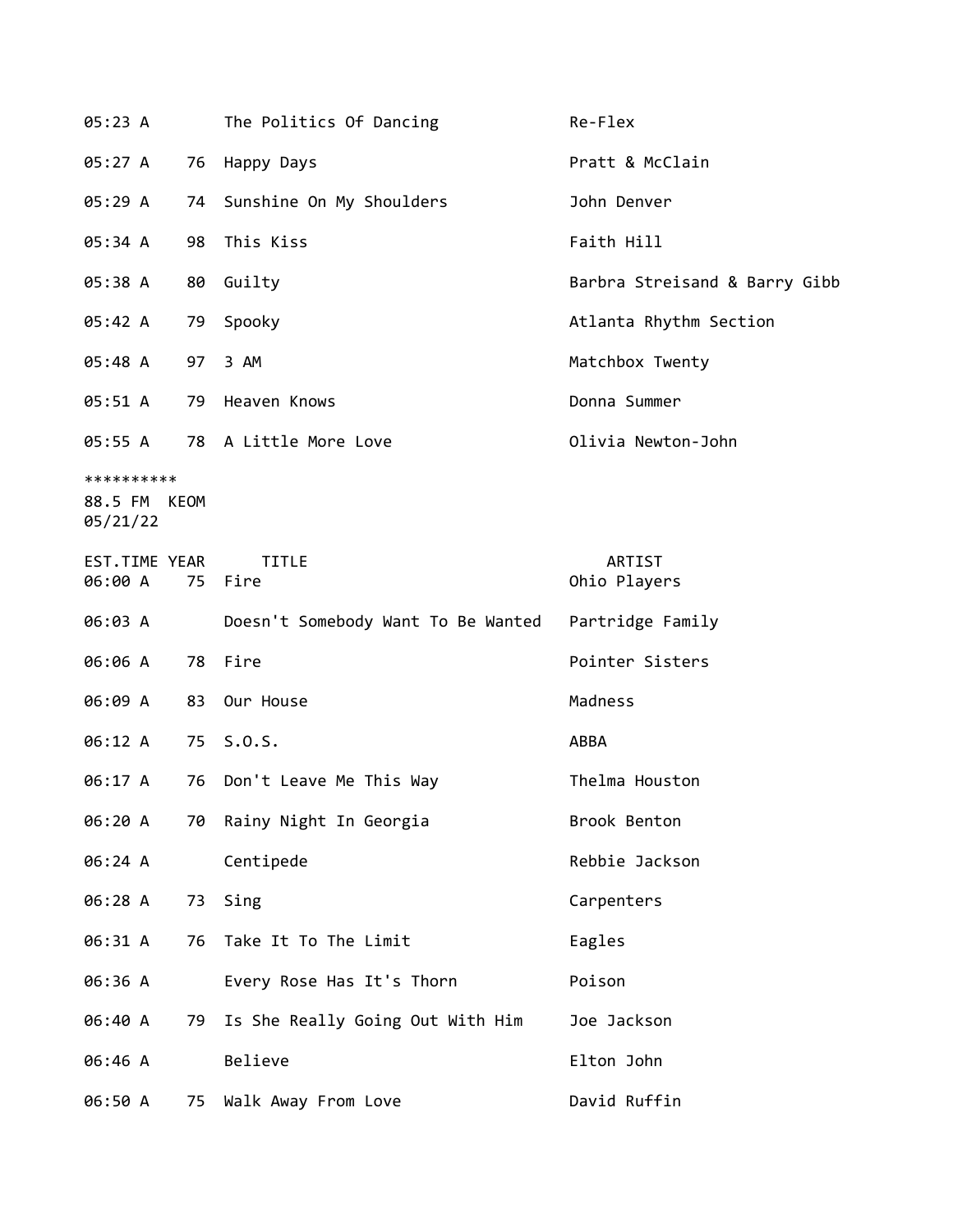| EST.TIME | YEAR | TITLE | ARTIST |
|---|---|---|---|
| 05:23 A | | The Politics Of Dancing | Re-Flex |
| 05:27 A | 76 | Happy Days | Pratt & McClain |
| 05:29 A | 74 | Sunshine On My Shoulders | John Denver |
| 05:34 A | 98 | This Kiss | Faith Hill |
| 05:38 A | 80 | Guilty | Barbra Streisand & Barry Gibb |
| 05:42 A | 79 | Spooky | Atlanta Rhythm Section |
| 05:48 A | 97 | 3 AM | Matchbox Twenty |
| 05:51 A | 79 | Heaven Knows | Donna Summer |
| 05:55 A | 78 | A Little More Love | Olivia Newton-John |

**********
88.5 FM  KEOM
05/21/22

| EST.TIME | YEAR | TITLE | ARTIST |
|---|---|---|---|
| 06:00 A | 75 | Fire | Ohio Players |
| 06:03 A | | Doesn't Somebody Want To Be Wanted | Partridge Family |
| 06:06 A | 78 | Fire | Pointer Sisters |
| 06:09 A | 83 | Our House | Madness |
| 06:12 A | 75 | S.O.S. | ABBA |
| 06:17 A | 76 | Don't Leave Me This Way | Thelma Houston |
| 06:20 A | 70 | Rainy Night In Georgia | Brook Benton |
| 06:24 A | | Centipede | Rebbie Jackson |
| 06:28 A | 73 | Sing | Carpenters |
| 06:31 A | 76 | Take It To The Limit | Eagles |
| 06:36 A | | Every Rose Has It's Thorn | Poison |
| 06:40 A | 79 | Is She Really Going Out With Him | Joe Jackson |
| 06:46 A | | Believe | Elton John |
| 06:50 A | 75 | Walk Away From Love | David Ruffin |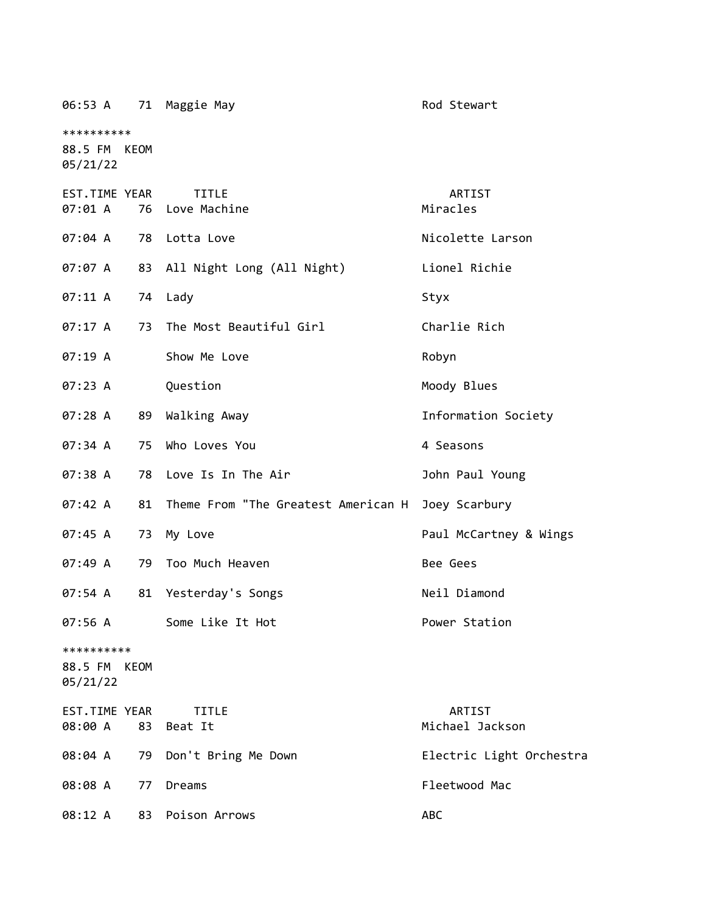| EST.TIME | YEAR | TITLE | ARTIST |
|---|---|---|---|
| 06:53 A | 71 | Maggie May | Rod Stewart |

**********
88.5 FM KEOM
05/21/22

| EST.TIME | YEAR | TITLE | ARTIST |
|---|---|---|---|
| 07:01 A | 76 | Love Machine | Miracles |
| 07:04 A | 78 | Lotta Love | Nicolette Larson |
| 07:07 A | 83 | All Night Long (All Night) | Lionel Richie |
| 07:11 A | 74 | Lady | Styx |
| 07:17 A | 73 | The Most Beautiful Girl | Charlie Rich |
| 07:19 A | | Show Me Love | Robyn |
| 07:23 A | | Question | Moody Blues |
| 07:28 A | 89 | Walking Away | Information Society |
| 07:34 A | 75 | Who Loves You | 4 Seasons |
| 07:38 A | 78 | Love Is In The Air | John Paul Young |
| 07:42 A | 81 | Theme From "The Greatest American H | Joey Scarbury |
| 07:45 A | 73 | My Love | Paul McCartney & Wings |
| 07:49 A | 79 | Too Much Heaven | Bee Gees |
| 07:54 A | 81 | Yesterday's Songs | Neil Diamond |
| 07:56 A | | Some Like It Hot | Power Station |

**********
88.5 FM KEOM
05/21/22

| EST.TIME | YEAR | TITLE | ARTIST |
|---|---|---|---|
| 08:00 A | 83 | Beat It | Michael Jackson |
| 08:04 A | 79 | Don't Bring Me Down | Electric Light Orchestra |
| 08:08 A | 77 | Dreams | Fleetwood Mac |
| 08:12 A | 83 | Poison Arrows | ABC |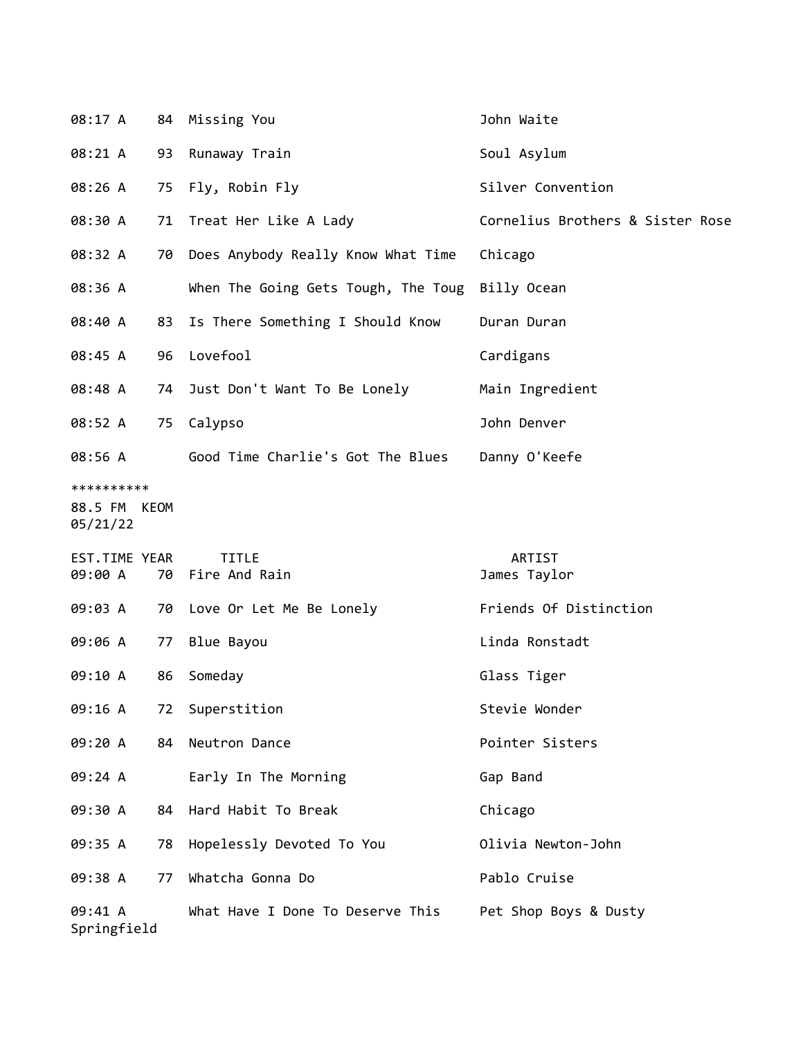| EST.TIME | YEAR | TITLE | ARTIST |
|---|---|---|---|
| 08:17 A | 84 | Missing You | John Waite |
| 08:21 A | 93 | Runaway Train | Soul Asylum |
| 08:26 A | 75 | Fly, Robin Fly | Silver Convention |
| 08:30 A | 71 | Treat Her Like A Lady | Cornelius Brothers & Sister Rose |
| 08:32 A | 70 | Does Anybody Really Know What Time | Chicago |
| 08:36 A | | When The Going Gets Tough, The Toug | Billy Ocean |
| 08:40 A | 83 | Is There Something I Should Know | Duran Duran |
| 08:45 A | 96 | Lovefool | Cardigans |
| 08:48 A | 74 | Just Don't Want To Be Lonely | Main Ingredient |
| 08:52 A | 75 | Calypso | John Denver |
| 08:56 A | | Good Time Charlie's Got The Blues | Danny O'Keefe |

**********
88.5 FM KEOM
05/21/22

| EST.TIME | YEAR | TITLE | ARTIST |
|---|---|---|---|
| 09:00 A | 70 | Fire And Rain | James Taylor |
| 09:03 A | 70 | Love Or Let Me Be Lonely | Friends Of Distinction |
| 09:06 A | 77 | Blue Bayou | Linda Ronstadt |
| 09:10 A | 86 | Someday | Glass Tiger |
| 09:16 A | 72 | Superstition | Stevie Wonder |
| 09:20 A | 84 | Neutron Dance | Pointer Sisters |
| 09:24 A | | Early In The Morning | Gap Band |
| 09:30 A | 84 | Hard Habit To Break | Chicago |
| 09:35 A | 78 | Hopelessly Devoted To You | Olivia Newton-John |
| 09:38 A | 77 | Whatcha Gonna Do | Pablo Cruise |
| 09:41 A | | What Have I Done To Deserve This | Pet Shop Boys & Dusty Springfield |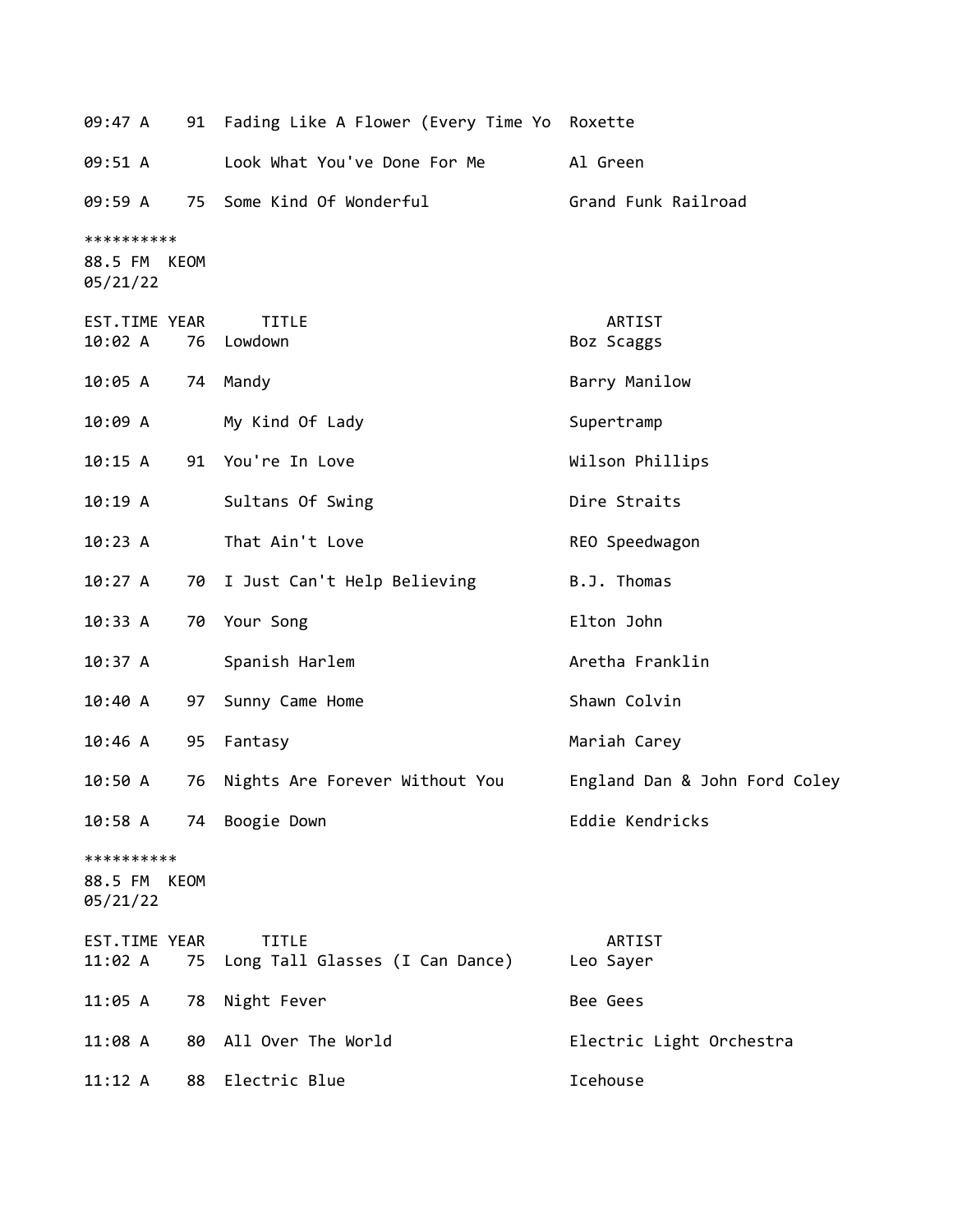| EST.TIME | YEAR | TITLE | ARTIST |
|---|---|---|---|
| 09:47 A | 91 | Fading Like A Flower (Every Time Yo | Roxette |
| 09:51 A | | Look What You've Done For Me | Al Green |
| 09:59 A | 75 | Some Kind Of Wonderful | Grand Funk Railroad |

**********
88.5 FM KEOM
05/21/22

| EST.TIME | YEAR | TITLE | ARTIST |
|---|---|---|---|
| 10:02 A | 76 | Lowdown | Boz Scaggs |
| 10:05 A | 74 | Mandy | Barry Manilow |
| 10:09 A | | My Kind Of Lady | Supertramp |
| 10:15 A | 91 | You're In Love | Wilson Phillips |
| 10:19 A | | Sultans Of Swing | Dire Straits |
| 10:23 A | | That Ain't Love | REO Speedwagon |
| 10:27 A | 70 | I Just Can't Help Believing | B.J. Thomas |
| 10:33 A | 70 | Your Song | Elton John |
| 10:37 A | | Spanish Harlem | Aretha Franklin |
| 10:40 A | 97 | Sunny Came Home | Shawn Colvin |
| 10:46 A | 95 | Fantasy | Mariah Carey |
| 10:50 A | 76 | Nights Are Forever Without You | England Dan & John Ford Coley |
| 10:58 A | 74 | Boogie Down | Eddie Kendricks |

**********
88.5 FM KEOM
05/21/22

| EST.TIME | YEAR | TITLE | ARTIST |
|---|---|---|---|
| 11:02 A | 75 | Long Tall Glasses (I Can Dance) | Leo Sayer |
| 11:05 A | 78 | Night Fever | Bee Gees |
| 11:08 A | 80 | All Over The World | Electric Light Orchestra |
| 11:12 A | 88 | Electric Blue | Icehouse |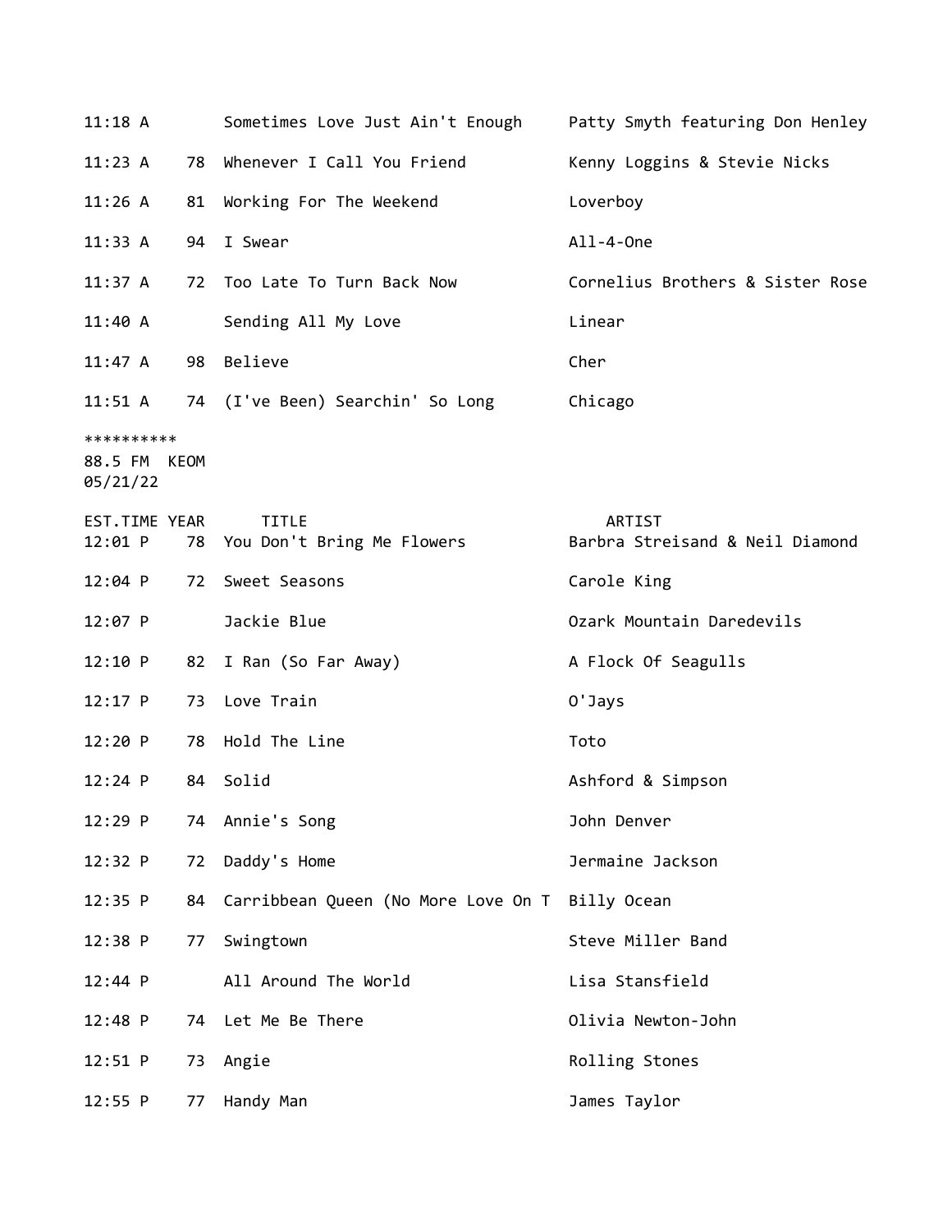| EST.TIME | YEAR | TITLE | ARTIST |
|---|---|---|---|
| 11:18 A | | Sometimes Love Just Ain't Enough | Patty Smyth featuring Don Henley |
| 11:23 A | 78 | Whenever I Call You Friend | Kenny Loggins & Stevie Nicks |
| 11:26 A | 81 | Working For The Weekend | Loverboy |
| 11:33 A | 94 | I Swear | All-4-One |
| 11:37 A | 72 | Too Late To Turn Back Now | Cornelius Brothers & Sister Rose |
| 11:40 A | | Sending All My Love | Linear |
| 11:47 A | 98 | Believe | Cher |
| 11:51 A | 74 | (I've Been) Searchin' So Long | Chicago |

**********
88.5 FM KEOM
05/21/22

| EST.TIME | YEAR | TITLE | ARTIST |
|---|---|---|---|
| 12:01 P | 78 | You Don't Bring Me Flowers | Barbra Streisand & Neil Diamond |
| 12:04 P | 72 | Sweet Seasons | Carole King |
| 12:07 P | | Jackie Blue | Ozark Mountain Daredevils |
| 12:10 P | 82 | I Ran (So Far Away) | A Flock Of Seagulls |
| 12:17 P | 73 | Love Train | O'Jays |
| 12:20 P | 78 | Hold The Line | Toto |
| 12:24 P | 84 | Solid | Ashford & Simpson |
| 12:29 P | 74 | Annie's Song | John Denver |
| 12:32 P | 72 | Daddy's Home | Jermaine Jackson |
| 12:35 P | 84 | Carribbean Queen (No More Love On T | Billy Ocean |
| 12:38 P | 77 | Swingtown | Steve Miller Band |
| 12:44 P | | All Around The World | Lisa Stansfield |
| 12:48 P | 74 | Let Me Be There | Olivia Newton-John |
| 12:51 P | 73 | Angie | Rolling Stones |
| 12:55 P | 77 | Handy Man | James Taylor |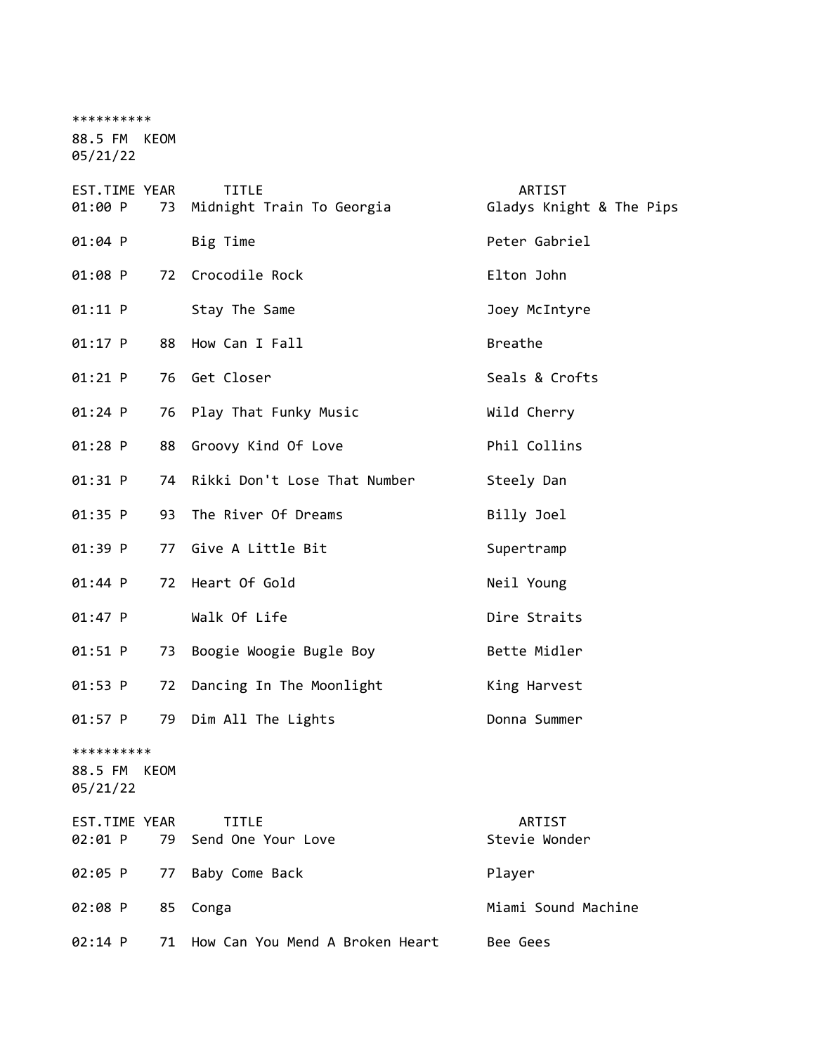**********
88.5 FM KEOM
05/21/22

| EST.TIME | YEAR | TITLE | ARTIST |
|---|---|---|---|
| 01:00 P | 73 | Midnight Train To Georgia | Gladys Knight & The Pips |
| 01:04 P | | Big Time | Peter Gabriel |
| 01:08 P | 72 | Crocodile Rock | Elton John |
| 01:11 P | | Stay The Same | Joey McIntyre |
| 01:17 P | 88 | How Can I Fall | Breathe |
| 01:21 P | 76 | Get Closer | Seals & Crofts |
| 01:24 P | 76 | Play That Funky Music | Wild Cherry |
| 01:28 P | 88 | Groovy Kind Of Love | Phil Collins |
| 01:31 P | 74 | Rikki Don't Lose That Number | Steely Dan |
| 01:35 P | 93 | The River Of Dreams | Billy Joel |
| 01:39 P | 77 | Give A Little Bit | Supertramp |
| 01:44 P | 72 | Heart Of Gold | Neil Young |
| 01:47 P | | Walk Of Life | Dire Straits |
| 01:51 P | 73 | Boogie Woogie Bugle Boy | Bette Midler |
| 01:53 P | 72 | Dancing In The Moonlight | King Harvest |
| 01:57 P | 79 | Dim All The Lights | Donna Summer |

**********
88.5 FM KEOM
05/21/22

| EST.TIME | YEAR | TITLE | ARTIST |
|---|---|---|---|
| 02:01 P | 79 | Send One Your Love | Stevie Wonder |
| 02:05 P | 77 | Baby Come Back | Player |
| 02:08 P | 85 | Conga | Miami Sound Machine |
| 02:14 P | 71 | How Can You Mend A Broken Heart | Bee Gees |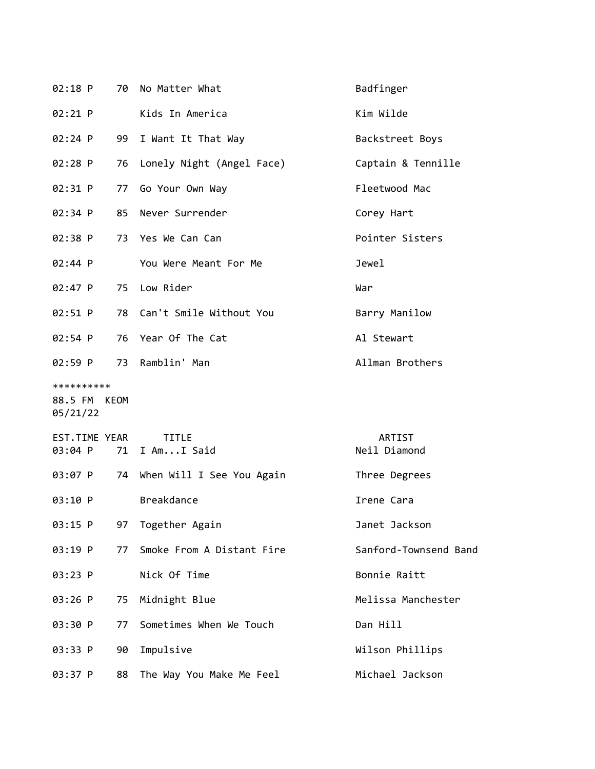| EST.TIME | YEAR | TITLE | ARTIST |
|---|---|---|---|
| 02:18 P | 70 | No Matter What | Badfinger |
| 02:21 P | | Kids In America | Kim Wilde |
| 02:24 P | 99 | I Want It That Way | Backstreet Boys |
| 02:28 P | 76 | Lonely Night (Angel Face) | Captain & Tennille |
| 02:31 P | 77 | Go Your Own Way | Fleetwood Mac |
| 02:34 P | 85 | Never Surrender | Corey Hart |
| 02:38 P | 73 | Yes We Can Can | Pointer Sisters |
| 02:44 P | | You Were Meant For Me | Jewel |
| 02:47 P | 75 | Low Rider | War |
| 02:51 P | 78 | Can't Smile Without You | Barry Manilow |
| 02:54 P | 76 | Year Of The Cat | Al Stewart |
| 02:59 P | 73 | Ramblin' Man | Allman Brothers |

**********
88.5 FM KEOM
05/21/22

| EST.TIME | YEAR | TITLE | ARTIST |
|---|---|---|---|
| 03:04 P | 71 | I Am...I Said | Neil Diamond |
| 03:07 P | 74 | When Will I See You Again | Three Degrees |
| 03:10 P | | Breakdance | Irene Cara |
| 03:15 P | 97 | Together Again | Janet Jackson |
| 03:19 P | 77 | Smoke From A Distant Fire | Sanford-Townsend Band |
| 03:23 P | | Nick Of Time | Bonnie Raitt |
| 03:26 P | 75 | Midnight Blue | Melissa Manchester |
| 03:30 P | 77 | Sometimes When We Touch | Dan Hill |
| 03:33 P | 90 | Impulsive | Wilson Phillips |
| 03:37 P | 88 | The Way You Make Me Feel | Michael Jackson |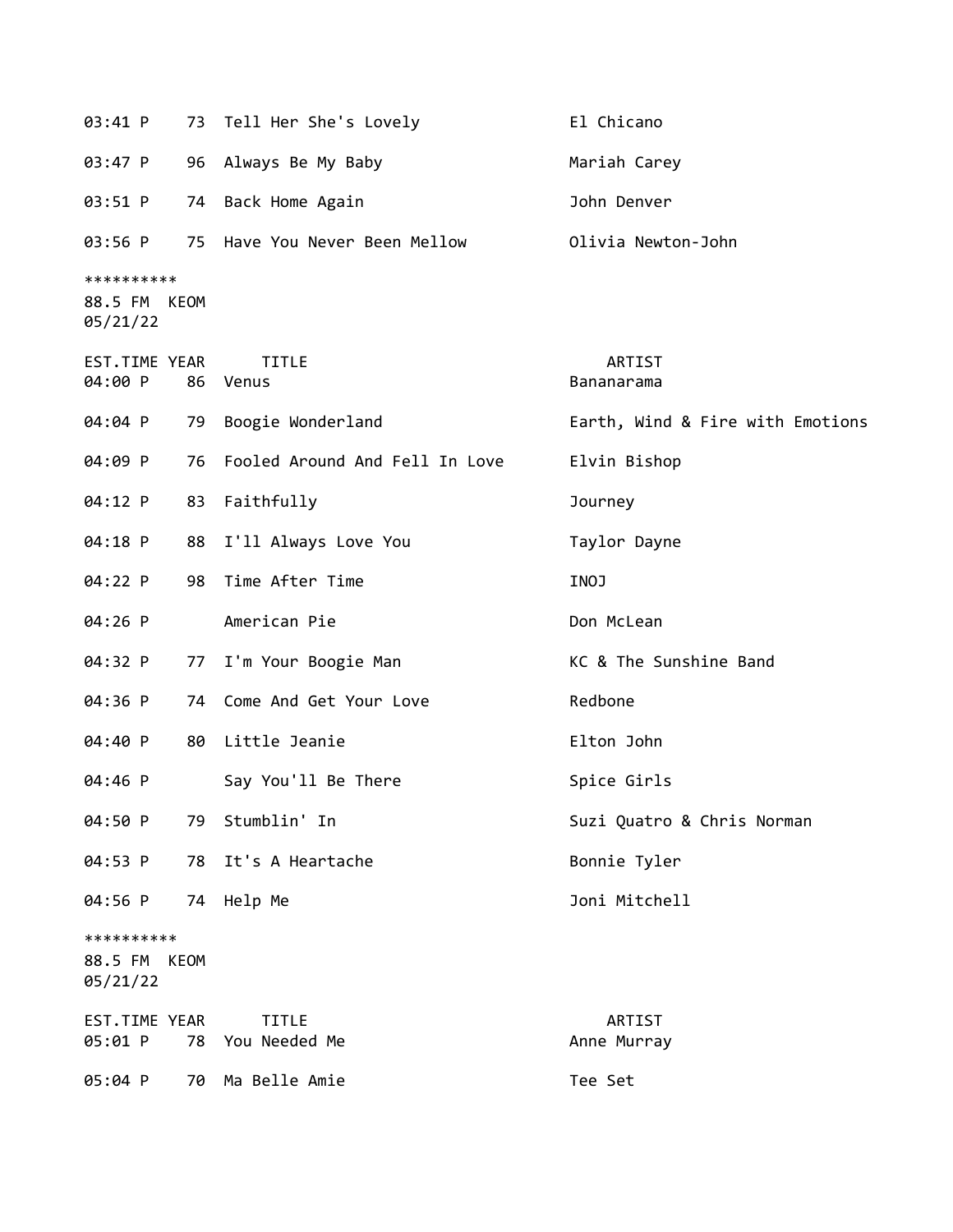| EST.TIME | YEAR | TITLE | ARTIST |
|---|---|---|---|
| 03:41 P | 73 | Tell Her She's Lovely | El Chicano |
| 03:47 P | 96 | Always Be My Baby | Mariah Carey |
| 03:51 P | 74 | Back Home Again | John Denver |
| 03:56 P | 75 | Have You Never Been Mellow | Olivia Newton-John |

**********
88.5 FM KEOM
05/21/22

| EST.TIME | YEAR | TITLE | ARTIST |
|---|---|---|---|
| 04:00 P | 86 | Venus | Bananarama |
| 04:04 P | 79 | Boogie Wonderland | Earth, Wind & Fire with Emotions |
| 04:09 P | 76 | Fooled Around And Fell In Love | Elvin Bishop |
| 04:12 P | 83 | Faithfully | Journey |
| 04:18 P | 88 | I'll Always Love You | Taylor Dayne |
| 04:22 P | 98 | Time After Time | INOJ |
| 04:26 P | | American Pie | Don McLean |
| 04:32 P | 77 | I'm Your Boogie Man | KC & The Sunshine Band |
| 04:36 P | 74 | Come And Get Your Love | Redbone |
| 04:40 P | 80 | Little Jeanie | Elton John |
| 04:46 P | | Say You'll Be There | Spice Girls |
| 04:50 P | 79 | Stumblin' In | Suzi Quatro & Chris Norman |
| 04:53 P | 78 | It's A Heartache | Bonnie Tyler |
| 04:56 P | 74 | Help Me | Joni Mitchell |

**********
88.5 FM KEOM
05/21/22

| EST.TIME | YEAR | TITLE | ARTIST |
|---|---|---|---|
| 05:01 P | 78 | You Needed Me | Anne Murray |
| 05:04 P | 70 | Ma Belle Amie | Tee Set |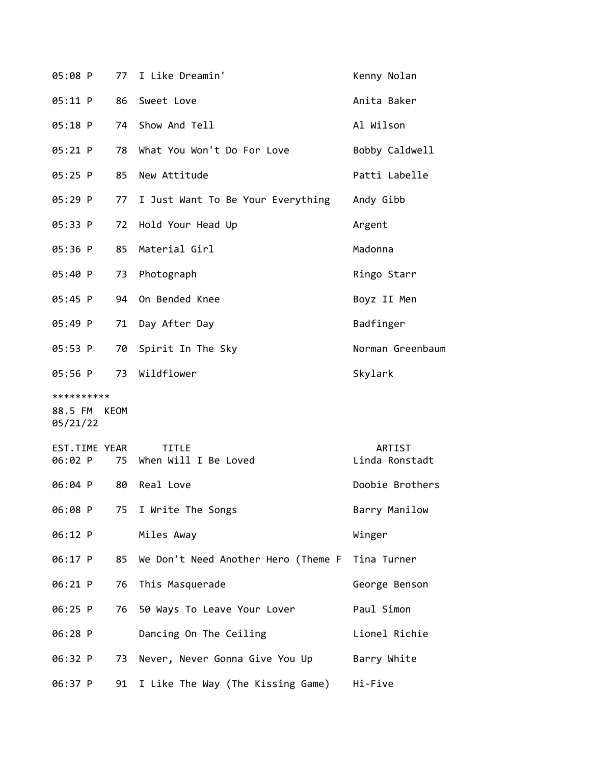| EST.TIME | YEAR | TITLE | ARTIST |
|---|---|---|---|
| 05:08 P | 77 | I Like Dreamin' | Kenny Nolan |
| 05:11 P | 86 | Sweet Love | Anita Baker |
| 05:18 P | 74 | Show And Tell | Al Wilson |
| 05:21 P | 78 | What You Won't Do For Love | Bobby Caldwell |
| 05:25 P | 85 | New Attitude | Patti Labelle |
| 05:29 P | 77 | I Just Want To Be Your Everything | Andy Gibb |
| 05:33 P | 72 | Hold Your Head Up | Argent |
| 05:36 P | 85 | Material Girl | Madonna |
| 05:40 P | 73 | Photograph | Ringo Starr |
| 05:45 P | 94 | On Bended Knee | Boyz II Men |
| 05:49 P | 71 | Day After Day | Badfinger |
| 05:53 P | 70 | Spirit In The Sky | Norman Greenbaum |
| 05:56 P | 73 | Wildflower | Skylark |

**********

88.5 FM KEOM
05/21/22

| EST.TIME | YEAR | TITLE | ARTIST |
|---|---|---|---|
| 06:02 P | 75 | When Will I Be Loved | Linda Ronstadt |
| 06:04 P | 80 | Real Love | Doobie Brothers |
| 06:08 P | 75 | I Write The Songs | Barry Manilow |
| 06:12 P | | Miles Away | Winger |
| 06:17 P | 85 | We Don't Need Another Hero (Theme F | Tina Turner |
| 06:21 P | 76 | This Masquerade | George Benson |
| 06:25 P | 76 | 50 Ways To Leave Your Lover | Paul Simon |
| 06:28 P | | Dancing On The Ceiling | Lionel Richie |
| 06:32 P | 73 | Never, Never Gonna Give You Up | Barry White |
| 06:37 P | 91 | I Like The Way (The Kissing Game) | Hi-Five |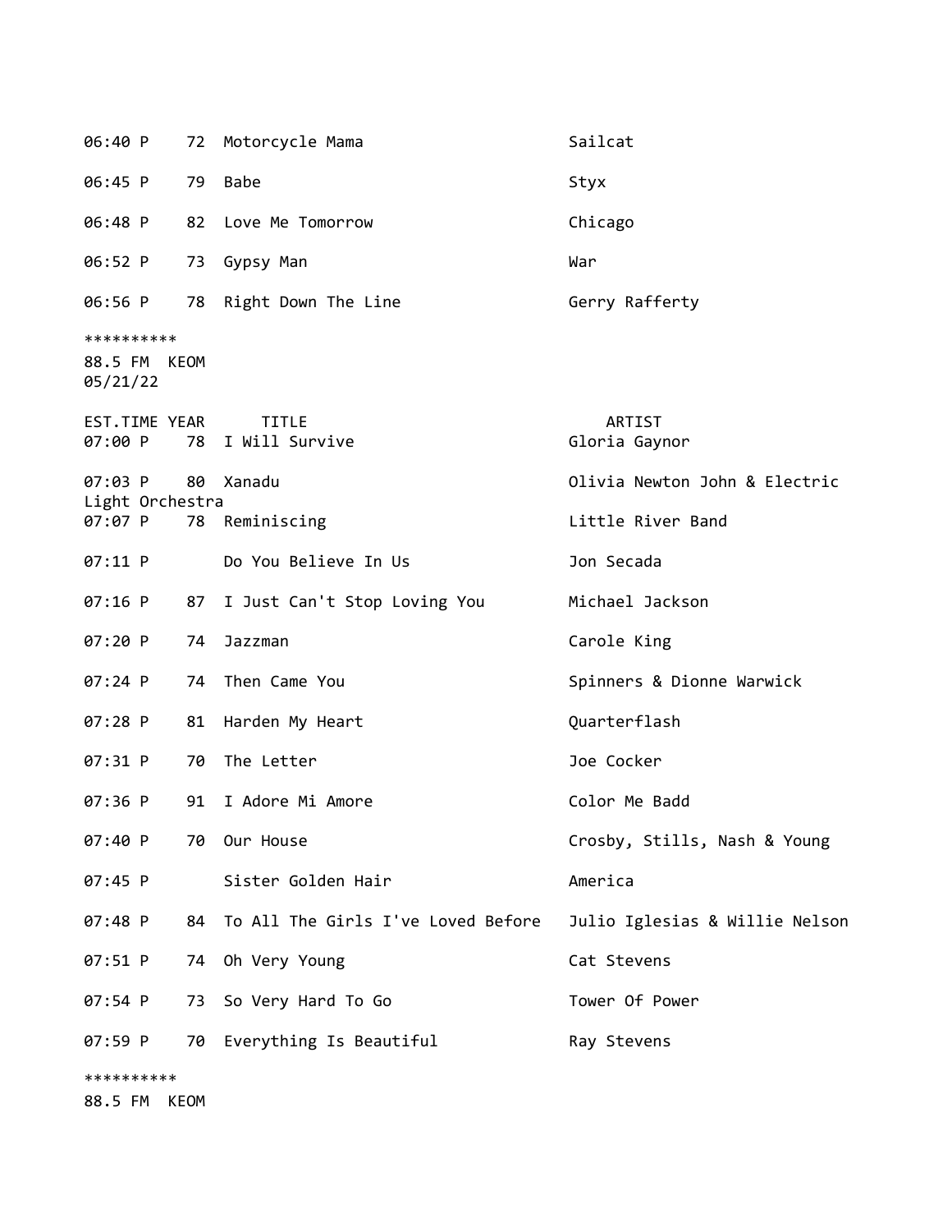| | | | |
|---|---|---|---|
| 06:40 P | 72 | Motorcycle Mama | Sailcat |
| 06:45 P | 79 | Babe | Styx |
| 06:48 P | 82 | Love Me Tomorrow | Chicago |
| 06:52 P | 73 | Gypsy Man | War |
| 06:56 P | 78 | Right Down The Line | Gerry Rafferty |

**********
88.5 FM KEOM
05/21/22

| EST.TIME | YEAR | TITLE | ARTIST |
|---|---|---|---|
| 07:00 P | 78 | I Will Survive | Gloria Gaynor |
| 07:03 P | 80 | Xanadu | Olivia Newton John & Electric Light Orchestra |
| 07:07 P | 78 | Reminiscing | Little River Band |
| 07:11 P | | Do You Believe In Us | Jon Secada |
| 07:16 P | 87 | I Just Can't Stop Loving You | Michael Jackson |
| 07:20 P | 74 | Jazzman | Carole King |
| 07:24 P | 74 | Then Came You | Spinners & Dionne Warwick |
| 07:28 P | 81 | Harden My Heart | Quarterflash |
| 07:31 P | 70 | The Letter | Joe Cocker |
| 07:36 P | 91 | I Adore Mi Amore | Color Me Badd |
| 07:40 P | 70 | Our House | Crosby, Stills, Nash & Young |
| 07:45 P | | Sister Golden Hair | America |
| 07:48 P | 84 | To All The Girls I've Loved Before | Julio Iglesias & Willie Nelson |
| 07:51 P | 74 | Oh Very Young | Cat Stevens |
| 07:54 P | 73 | So Very Hard To Go | Tower Of Power |
| 07:59 P | 70 | Everything Is Beautiful | Ray Stevens |

**********
88.5 FM KEOM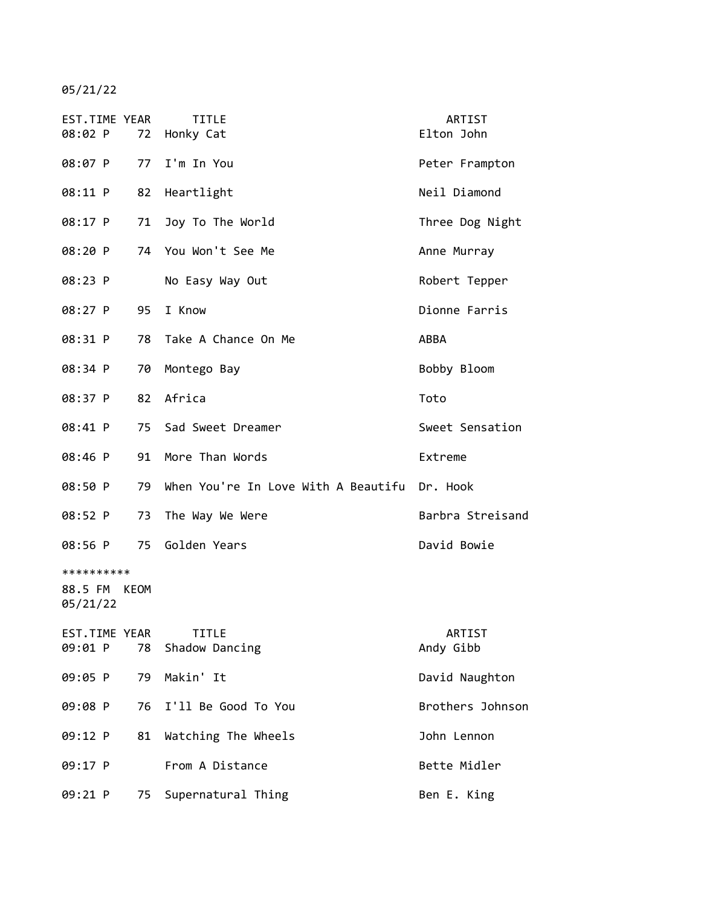05/21/22

| EST.TIME | YEAR | TITLE | ARTIST |
|---|---|---|---|
| 08:02 P | 72 | Honky Cat | Elton John |
| 08:07 P | 77 | I'm In You | Peter Frampton |
| 08:11 P | 82 | Heartlight | Neil Diamond |
| 08:17 P | 71 | Joy To The World | Three Dog Night |
| 08:20 P | 74 | You Won't See Me | Anne Murray |
| 08:23 P | | No Easy Way Out | Robert Tepper |
| 08:27 P | 95 | I Know | Dionne Farris |
| 08:31 P | 78 | Take A Chance On Me | ABBA |
| 08:34 P | 70 | Montego Bay | Bobby Bloom |
| 08:37 P | 82 | Africa | Toto |
| 08:41 P | 75 | Sad Sweet Dreamer | Sweet Sensation |
| 08:46 P | 91 | More Than Words | Extreme |
| 08:50 P | 79 | When You're In Love With A Beautifu | Dr. Hook |
| 08:52 P | 73 | The Way We Were | Barbra Streisand |
| 08:56 P | 75 | Golden Years | David Bowie |

**********

88.5 FM KEOM
05/21/22

| EST.TIME | YEAR | TITLE | ARTIST |
|---|---|---|---|
| 09:01 P | 78 | Shadow Dancing | Andy Gibb |
| 09:05 P | 79 | Makin' It | David Naughton |
| 09:08 P | 76 | I'll Be Good To You | Brothers Johnson |
| 09:12 P | 81 | Watching The Wheels | John Lennon |
| 09:17 P | | From A Distance | Bette Midler |
| 09:21 P | 75 | Supernatural Thing | Ben E. King |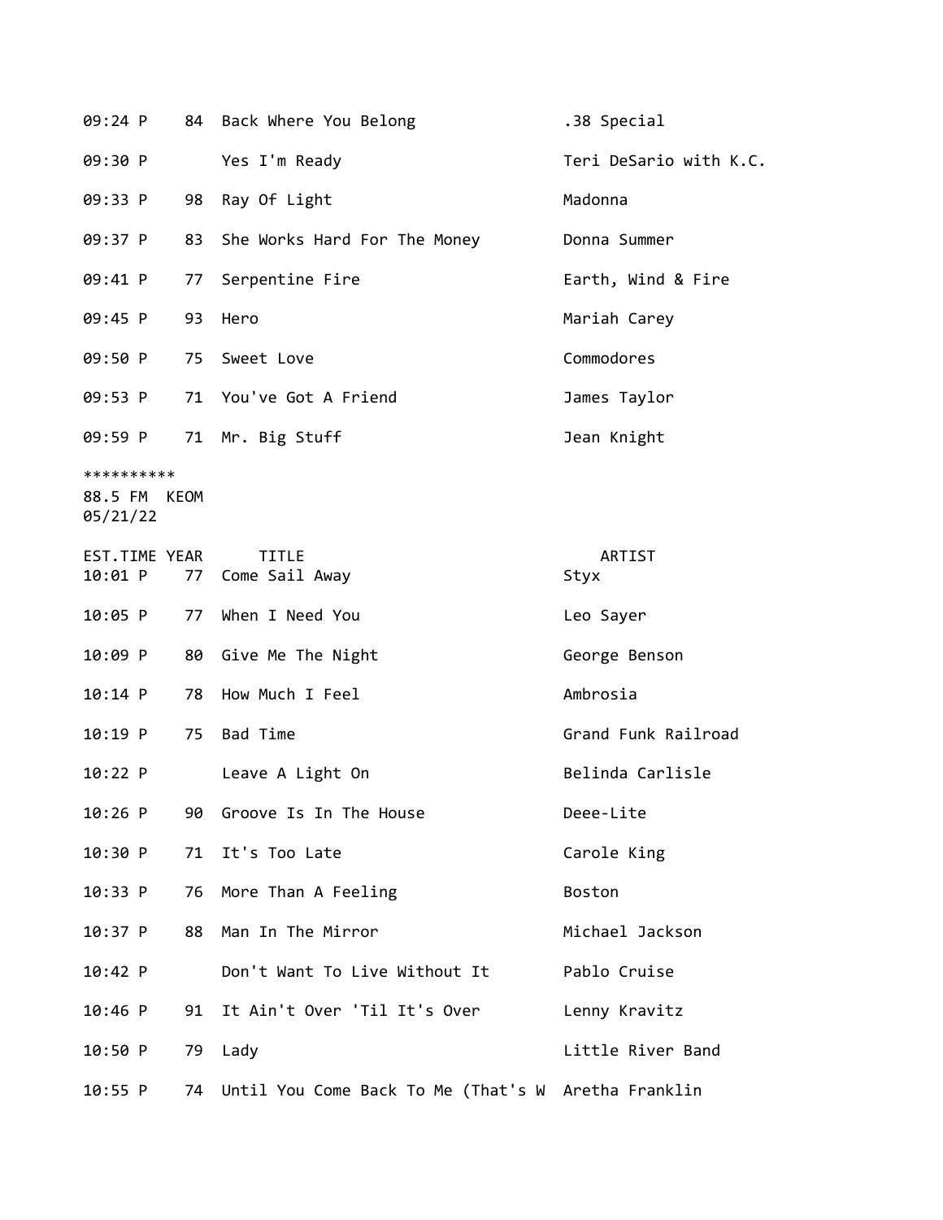| EST.TIME | YEAR | TITLE | ARTIST |
|---|---|---|---|
| 09:24 P | 84 | Back Where You Belong | .38 Special |
| 09:30 P | | Yes I'm Ready | Teri DeSario with K.C. |
| 09:33 P | 98 | Ray Of Light | Madonna |
| 09:37 P | 83 | She Works Hard For The Money | Donna Summer |
| 09:41 P | 77 | Serpentine Fire | Earth, Wind & Fire |
| 09:45 P | 93 | Hero | Mariah Carey |
| 09:50 P | 75 | Sweet Love | Commodores |
| 09:53 P | 71 | You've Got A Friend | James Taylor |
| 09:59 P | 71 | Mr. Big Stuff | Jean Knight |

**********
88.5 FM KEOM
05/21/22

| EST.TIME | YEAR | TITLE | ARTIST |
|---|---|---|---|
| 10:01 P | 77 | Come Sail Away | Styx |
| 10:05 P | 77 | When I Need You | Leo Sayer |
| 10:09 P | 80 | Give Me The Night | George Benson |
| 10:14 P | 78 | How Much I Feel | Ambrosia |
| 10:19 P | 75 | Bad Time | Grand Funk Railroad |
| 10:22 P | | Leave A Light On | Belinda Carlisle |
| 10:26 P | 90 | Groove Is In The House | Deee-Lite |
| 10:30 P | 71 | It's Too Late | Carole King |
| 10:33 P | 76 | More Than A Feeling | Boston |
| 10:37 P | 88 | Man In The Mirror | Michael Jackson |
| 10:42 P | | Don't Want To Live Without It | Pablo Cruise |
| 10:46 P | 91 | It Ain't Over 'Til It's Over | Lenny Kravitz |
| 10:50 P | 79 | Lady | Little River Band |
| 10:55 P | 74 | Until You Come Back To Me (That's W | Aretha Franklin |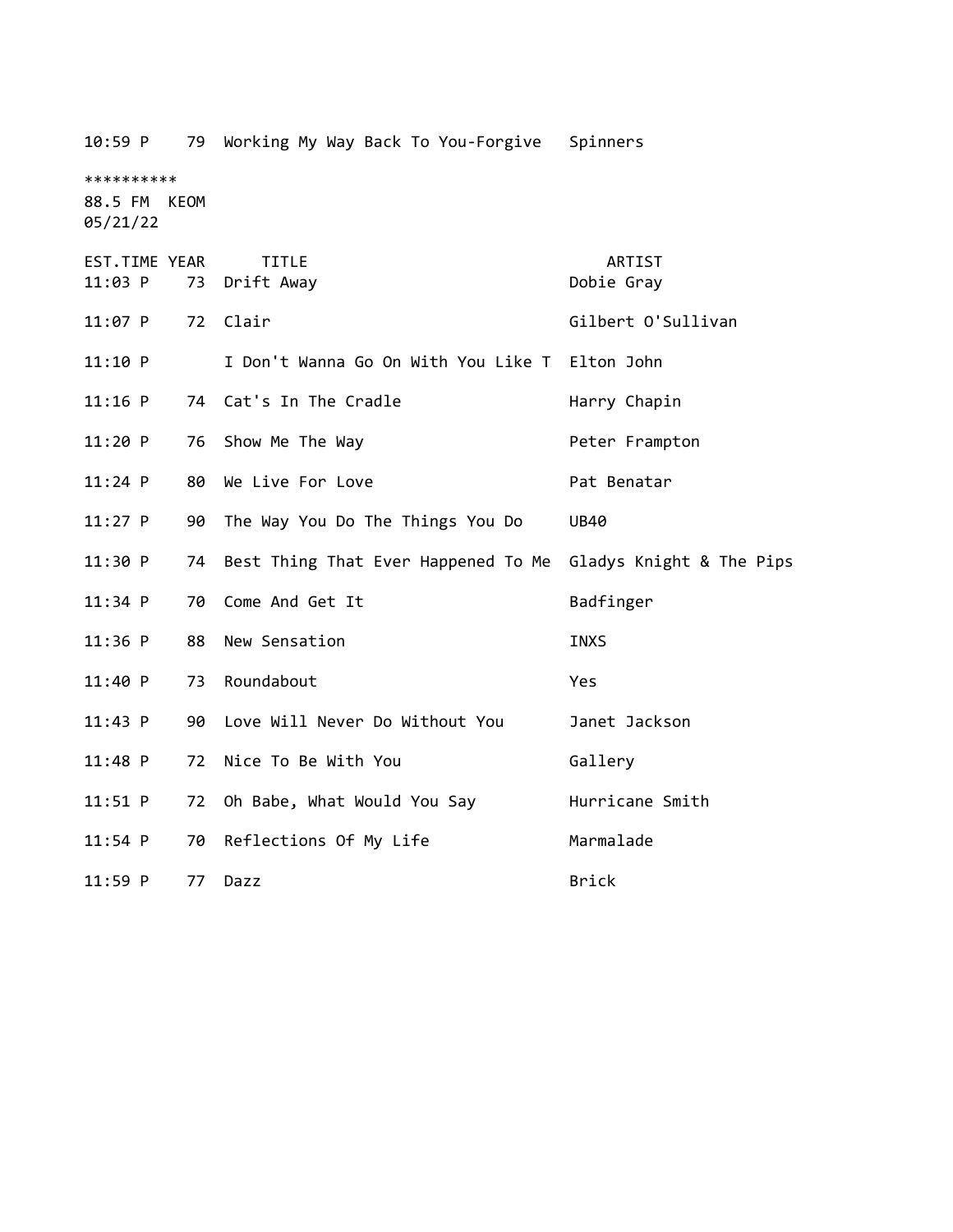| | | | |
|---|---|---|---|
| 10:59 P | 79 | Working My Way Back To You-Forgive | Spinners |

**********
88.5 FM KEOM
05/21/22

| EST.TIME | YEAR | TITLE | ARTIST |
|---|---|---|---|
| 11:03 P | 73 | Drift Away | Dobie Gray |
| 11:07 P | 72 | Clair | Gilbert O'Sullivan |
| 11:10 P | | I Don't Wanna Go On With You Like T | Elton John |
| 11:16 P | 74 | Cat's In The Cradle | Harry Chapin |
| 11:20 P | 76 | Show Me The Way | Peter Frampton |
| 11:24 P | 80 | We Live For Love | Pat Benatar |
| 11:27 P | 90 | The Way You Do The Things You Do | UB40 |
| 11:30 P | 74 | Best Thing That Ever Happened To Me | Gladys Knight & The Pips |
| 11:34 P | 70 | Come And Get It | Badfinger |
| 11:36 P | 88 | New Sensation | INXS |
| 11:40 P | 73 | Roundabout | Yes |
| 11:43 P | 90 | Love Will Never Do Without You | Janet Jackson |
| 11:48 P | 72 | Nice To Be With You | Gallery |
| 11:51 P | 72 | Oh Babe, What Would You Say | Hurricane Smith |
| 11:54 P | 70 | Reflections Of My Life | Marmalade |
| 11:59 P | 77 | Dazz | Brick |